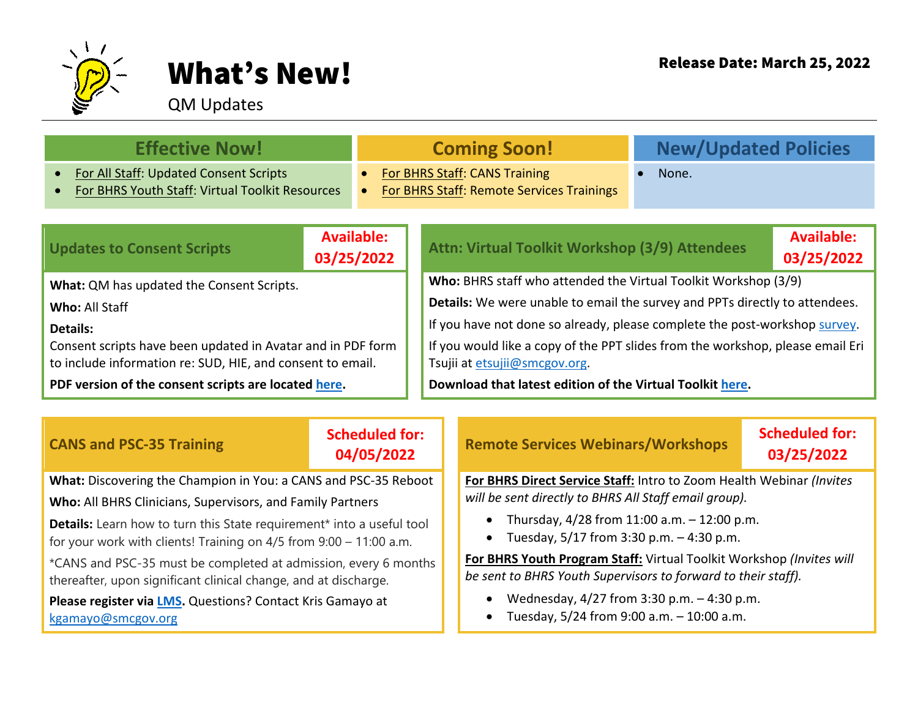# What's New!

QM Updates

**Release Date: March 25, 2022**

| Effective Now! | Coming Soon! | New/Updated Policies |
| --- | --- | --- |
| • For All Staff: Updated Consent Scripts<br>• For BHRS Youth Staff: Virtual Toolkit Resources | • For BHRS Staff: CANS Training<br>• For BHRS Staff: Remote Services Trainings | • None. |

## Updates to Consent Scripts

**Available: 03/25/2022**

**What:** QM has updated the Consent Scripts.

**Who:** All Staff

**Details:**
Consent scripts have been updated in Avatar and in PDF form to include information re: SUD, HIE, and consent to email.

**PDF version of the consent scripts are located here.**

## Attn: Virtual Toolkit Workshop (3/9) Attendees

**Available: 03/25/2022**

**Who:** BHRS staff who attended the Virtual Toolkit Workshop (3/9)

**Details:** We were unable to email the survey and PPTs directly to attendees.

If you have not done so already, please complete the post-workshop survey.

If you would like a copy of the PPT slides from the workshop, please email Eri Tsujii at etsujii@smcgov.org.

**Download that latest edition of the Virtual Toolkit here.**

## CANS and PSC-35 Training

**Scheduled for: 04/05/2022**

**What:** Discovering the Champion in You: a CANS and PSC-35 Reboot

**Who:** All BHRS Clinicians, Supervisors, and Family Partners

**Details:** Learn how to turn this State requirement* into a useful tool for your work with clients! Training on 4/5 from 9:00 – 11:00 a.m.

*CANS and PSC-35 must be completed at admission, every 6 months thereafter, upon significant clinical change, and at discharge.

**Please register via LMS.** Questions? Contact Kris Gamayo at kgamayo@smcgov.org

## Remote Services Webinars/Workshops

**Scheduled for: 03/25/2022**

**For BHRS Direct Service Staff:** Intro to Zoom Health Webinar *(Invites will be sent directly to BHRS All Staff email group).*

- Thursday, 4/28 from 11:00 a.m. – 12:00 p.m.
- Tuesday, 5/17 from 3:30 p.m. – 4:30 p.m.

**For BHRS Youth Program Staff:** Virtual Toolkit Workshop *(Invites will be sent to BHRS Youth Supervisors to forward to their staff).*

- Wednesday, 4/27 from 3:30 p.m. – 4:30 p.m.
- Tuesday, 5/24 from 9:00 a.m. – 10:00 a.m.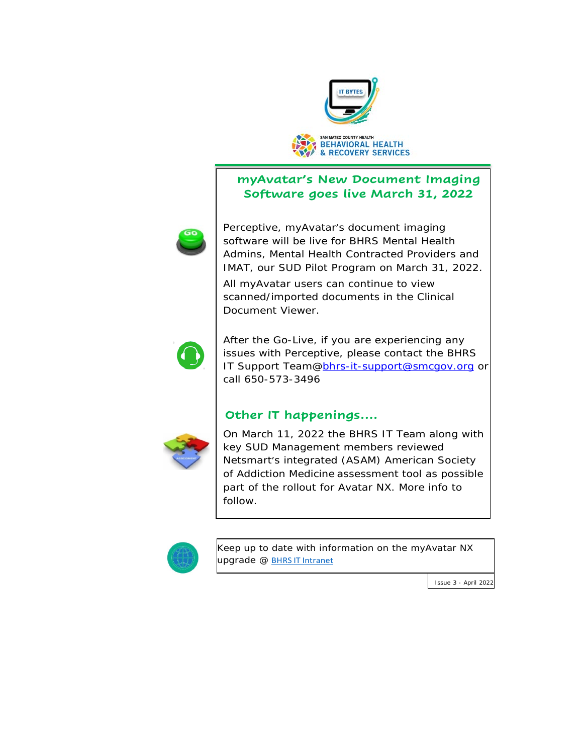IT BYTES

SAN MATEO COUNTY HEALTH
BEHAVIORAL HEALTH
& RECOVERY SERVICES

## myAvatar's New Document Imaging Software goes live March 31, 2022

Perceptive, myAvatar's document imaging software will be live for BHRS Mental Health Admins, Mental Health Contracted Providers and IMAT, our SUD Pilot Program on March 31, 2022.

All myAvatar users can continue to view scanned/imported documents in the Clinical Document Viewer.

After the Go-Live, if you are experiencing any issues with Perceptive, please contact the BHRS IT Support Team@bhrs-it-support@smcgov.org or call 650-573-3496

## Other IT happenings....

On March 11, 2022 the BHRS IT Team along with key SUD Management members reviewed Netsmart's integrated (ASAM) American Society of Addiction Medicine assessment tool as possible part of the rollout for Avatar NX. More info to follow.

Keep up to date with information on the myAvatar NX upgrade @ BHRS IT Intranet

Issue 3 - April 2022